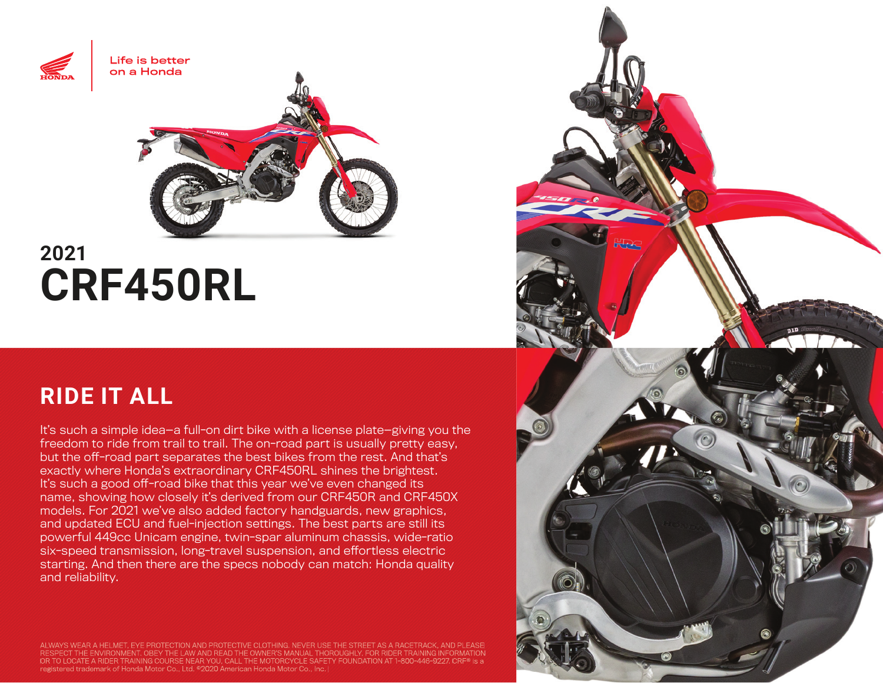Life is better on a Honda

# 2021 CRF450RL

## RIDE IT ALL

It's such a simple idea—a full-on dirt bike with a license plate—giving you the freedom to ride from trail to trail. The on-road part is usually pretty easy, but the off-road part separates the best bikes from the rest. And that's exactly where Honda's extraordinary CRF450RL shines the brightest. It's such a good off-road bike that this year we've even changed its name, showing how closely it's derived from our CRF450R and CRF450X models. For 2021 we've also added factory handguards, new graphics, and updated ECU and fuel-injection settings. The best parts are still its powerful 449cc Unicam engine, twin-spar aluminum chassis, wide-ratio six-speed transmission, long-travel suspension, and effortless electric starting. And then there are the specs nobody can match: Honda quality and reliability.

ALWAYS WEAR A HELMET, EYE PROTECTION AND PROTECTIVE CLOTHING. NEVER USE THE STREET AS A RACETRACK, AND PLEASE RESPECT THE ENVIRONMENT. OBEY THE LAW AND READ THE OWNER'S MANUAL THOROUGHLY. FOR RIDER TRAINING INFORMATION OR TO LOCATE A RIDER TRAINING COURSE NEAR YOU, CALL THE MOTORCYCLE SAFETY FOUNDATION AT 1-800-446-9227. CRF® is a registered trademark of Honda Motor Co., Ltd. ©2020 American Honda Motor Co., Inc.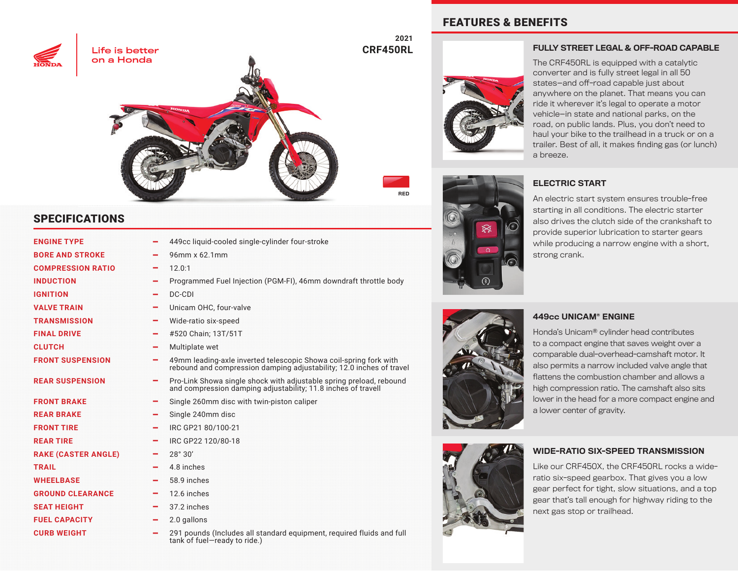Life is better on a Honda

2021
## CRF450RL

RED

## SPECIFICATIONS

| | |
|---|---|
| ENGINE TYPE | 449cc liquid-cooled single-cylinder four-stroke |
| BORE AND STROKE | 96mm x 62.1mm |
| COMPRESSION RATIO | 12.0:1 |
| INDUCTION | Programmed Fuel Injection (PGM-FI), 46mm downdraft throttle body |
| IGNITION | DC-CDI |
| VALVE TRAIN | Unicam OHC, four-valve |
| TRANSMISSION | Wide-ratio six-speed |
| FINAL DRIVE | #520 Chain; 13T/51T |
| CLUTCH | Multiplate wet |
| FRONT SUSPENSION | 49mm leading-axle inverted telescopic Showa coil-spring fork with rebound and compression damping adjustability; 12.0 inches of travel |
| REAR SUSPENSION | Pro-Link Showa single shock with adjustable spring preload, rebound and compression damping adjustability; 11.8 inches of travell |
| FRONT BRAKE | Single 260mm disc with twin-piston caliper |
| REAR BRAKE | Single 240mm disc |
| FRONT TIRE | IRC GP21 80/100-21 |
| REAR TIRE | IRC GP22 120/80-18 |
| RAKE (CASTER ANGLE) | 28° 30’ |
| TRAIL | 4.8 inches |
| WHEELBASE | 58.9 inches |
| GROUND CLEARANCE | 12.6 inches |
| SEAT HEIGHT | 37.2 inches |
| FUEL CAPACITY | 2.0 gallons |
| CURB WEIGHT | 291 pounds (Includes all standard equipment, required fluids and full tank of fuel—ready to ride.) |

## FEATURES & BENEFITS

### FULLY STREET LEGAL & OFF-ROAD CAPABLE

The CRF450RL is equipped with a catalytic converter and is fully street legal in all 50 states—and off-road capable just about anywhere on the planet. That means you can ride it wherever it's legal to operate a motor vehicle—in state and national parks, on the road, on public lands. Plus, you don't need to haul your bike to the trailhead in a truck or on a trailer. Best of all, it makes finding gas (or lunch) a breeze.

### ELECTRIC START

An electric start system ensures trouble-free starting in all conditions. The electric starter also drives the clutch side of the crankshaft to provide superior lubrication to starter gears while producing a narrow engine with a short, strong crank.

### 449cc UNICAM® ENGINE

Honda's Unicam® cylinder head contributes to a compact engine that saves weight over a comparable dual-overhead-camshaft motor. It also permits a narrow included valve angle that flattens the combustion chamber and allows a high compression ratio. The camshaft also sits lower in the head for a more compact engine and a lower center of gravity.

### WIDE-RATIO SIX-SPEED TRANSMISSION

Like our CRF450X, the CRF450RL rocks a wide-ratio six-speed gearbox. That gives you a low gear perfect for tight, slow situations, and a top gear that's tall enough for highway riding to the next gas stop or trailhead.